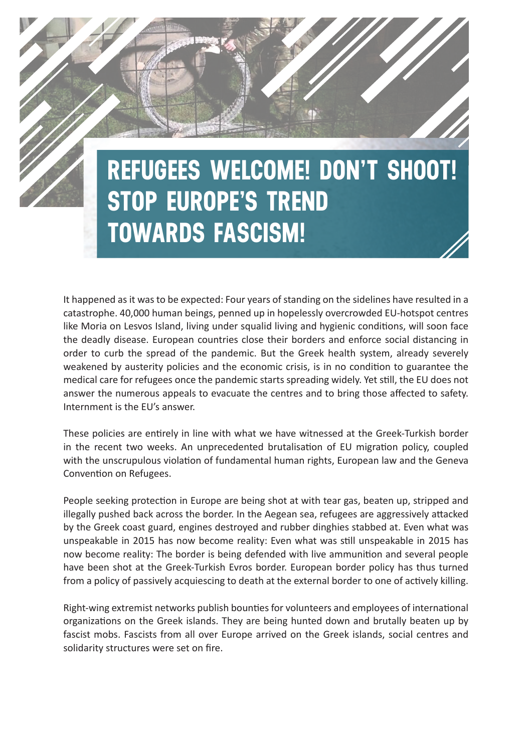# REFUGEES WELCOME! DON'T SHOOT! STOP EUROPE'S TREND TOWARDS FASCISM!

It happened as it was to be expected: Four years of standing on the sidelines have resulted in a catastrophe. 40,000 human beings, penned up in hopelessly overcrowded EU-hotspot centres like Moria on Lesvos Island, living under squalid living and hygienic conditions, will soon face the deadly disease. European countries close their borders and enforce social distancing in order to curb the spread of the pandemic. But the Greek health system, already severely weakened by austerity policies and the economic crisis, is in no condition to guarantee the medical care for refugees once the pandemic starts spreading widely. Yet still, the EU does not answer the numerous appeals to evacuate the centres and to bring those affected to safety. Internment is the EU's answer.

These policies are entirely in line with what we have witnessed at the Greek-Turkish border in the recent two weeks. An unprecedented brutalisation of EU migration policy, coupled with the unscrupulous violation of fundamental human rights, European law and the Geneva Convention on Refugees.

People seeking protection in Europe are being shot at with tear gas, beaten up, stripped and illegally pushed back across the border. In the Aegean sea, refugees are aggressively attacked by the Greek coast guard, engines destroyed and rubber dinghies stabbed at. Even what was unspeakable in 2015 has now become reality: Even what was still unspeakable in 2015 has now become reality: The border is being defended with live ammunition and several people have been shot at the Greek-Turkish Evros border. European border policy has thus turned from a policy of passively acquiescing to death at the external border to one of actively killing.

Right-wing extremist networks publish bounties for volunteers and employees of international organizations on the Greek islands. They are being hunted down and brutally beaten up by fascist mobs. Fascists from all over Europe arrived on the Greek islands, social centres and solidarity structures were set on fire.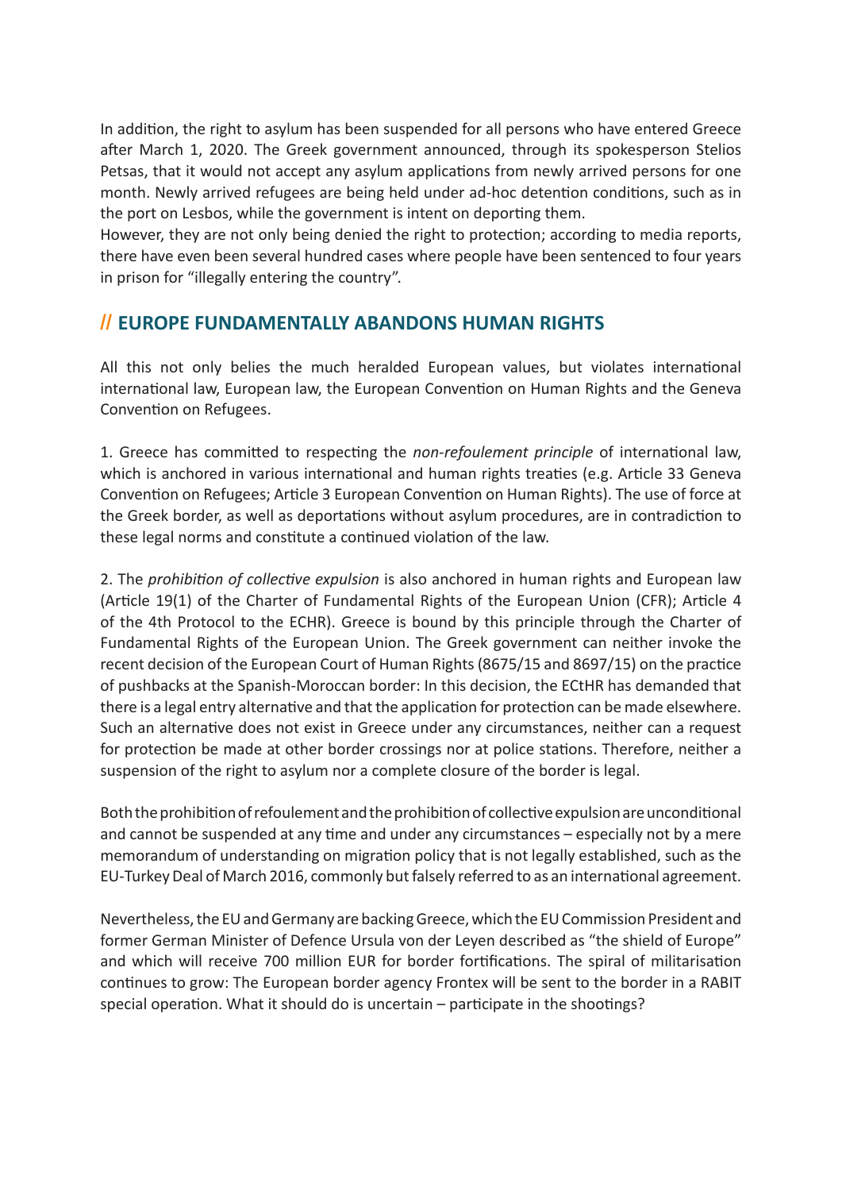In addition, the right to asylum has been suspended for all persons who have entered Greece after March 1, 2020. The Greek government announced, through its spokesperson Stelios Petsas, that it would not accept any asylum applications from newly arrived persons for one month. Newly arrived refugees are being held under ad-hoc detention conditions, such as in the port on Lesbos, while the government is intent on deporting them.
However, they are not only being denied the right to protection; according to media reports, there have even been several hundred cases where people have been sentenced to four years in prison for "illegally entering the country".

## // EUROPE FUNDAMENTALLY ABANDONS HUMAN RIGHTS

All this not only belies the much heralded European values, but violates international international law, European law, the European Convention on Human Rights and the Geneva Convention on Refugees.

1. Greece has committed to respecting the *non-refoulement principle* of international law, which is anchored in various international and human rights treaties (e.g. Article 33 Geneva Convention on Refugees; Article 3 European Convention on Human Rights). The use of force at the Greek border, as well as deportations without asylum procedures, are in contradiction to these legal norms and constitute a continued violation of the law.

2. The *prohibition of collective expulsion* is also anchored in human rights and European law (Article 19(1) of the Charter of Fundamental Rights of the European Union (CFR); Article 4 of the 4th Protocol to the ECHR). Greece is bound by this principle through the Charter of Fundamental Rights of the European Union. The Greek government can neither invoke the recent decision of the European Court of Human Rights (8675/15 and 8697/15) on the practice of pushbacks at the Spanish-Moroccan border: In this decision, the ECtHR has demanded that there is a legal entry alternative and that the application for protection can be made elsewhere. Such an alternative does not exist in Greece under any circumstances, neither can a request for protection be made at other border crossings nor at police stations. Therefore, neither a suspension of the right to asylum nor a complete closure of the border is legal.

Both the prohibition of refoulement and the prohibition of collective expulsion are unconditional and cannot be suspended at any time and under any circumstances – especially not by a mere memorandum of understanding on migration policy that is not legally established, such as the EU-Turkey Deal of March 2016, commonly but falsely referred to as an international agreement.

Nevertheless, the EU and Germany are backing Greece, which the EU Commission President and former German Minister of Defence Ursula von der Leyen described as "the shield of Europe" and which will receive 700 million EUR for border fortifications. The spiral of militarisation continues to grow: The European border agency Frontex will be sent to the border in a RABIT special operation. What it should do is uncertain – participate in the shootings?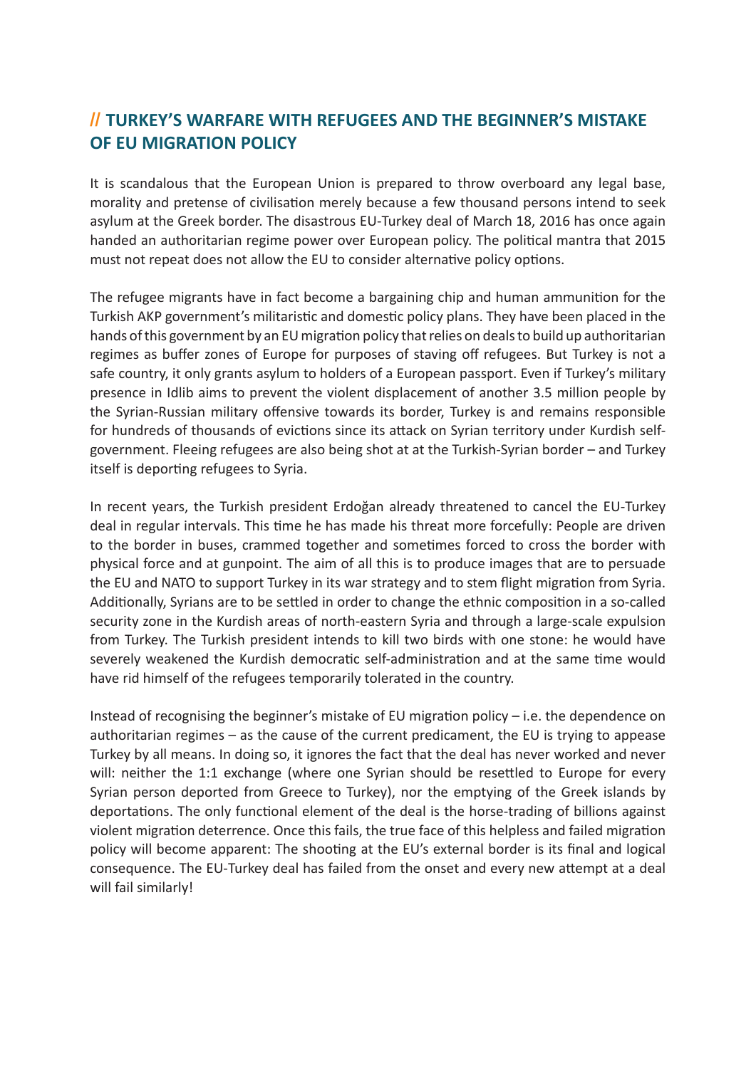## // TURKEY'S WARFARE WITH REFUGEES AND THE BEGINNER'S MISTAKE OF EU MIGRATION POLICY

It is scandalous that the European Union is prepared to throw overboard any legal base, morality and pretense of civilisation merely because a few thousand persons intend to seek asylum at the Greek border. The disastrous EU-Turkey deal of March 18, 2016 has once again handed an authoritarian regime power over European policy. The political mantra that 2015 must not repeat does not allow the EU to consider alternative policy options.

The refugee migrants have in fact become a bargaining chip and human ammunition for the Turkish AKP government's militaristic and domestic policy plans. They have been placed in the hands of this government by an EU migration policy that relies on deals to build up authoritarian regimes as buffer zones of Europe for purposes of staving off refugees. But Turkey is not a safe country, it only grants asylum to holders of a European passport. Even if Turkey's military presence in Idlib aims to prevent the violent displacement of another 3.5 million people by the Syrian-Russian military offensive towards its border, Turkey is and remains responsible for hundreds of thousands of evictions since its attack on Syrian territory under Kurdish self-government. Fleeing refugees are also being shot at at the Turkish-Syrian border – and Turkey itself is deporting refugees to Syria.

In recent years, the Turkish president Erdoğan already threatened to cancel the EU-Turkey deal in regular intervals. This time he has made his threat more forcefully: People are driven to the border in buses, crammed together and sometimes forced to cross the border with physical force and at gunpoint. The aim of all this is to produce images that are to persuade the EU and NATO to support Turkey in its war strategy and to stem flight migration from Syria. Additionally, Syrians are to be settled in order to change the ethnic composition in a so-called security zone in the Kurdish areas of north-eastern Syria and through a large-scale expulsion from Turkey. The Turkish president intends to kill two birds with one stone: he would have severely weakened the Kurdish democratic self-administration and at the same time would have rid himself of the refugees temporarily tolerated in the country.

Instead of recognising the beginner's mistake of EU migration policy – i.e. the dependence on authoritarian regimes – as the cause of the current predicament, the EU is trying to appease Turkey by all means. In doing so, it ignores the fact that the deal has never worked and never will: neither the 1:1 exchange (where one Syrian should be resettled to Europe for every Syrian person deported from Greece to Turkey), nor the emptying of the Greek islands by deportations. The only functional element of the deal is the horse-trading of billions against violent migration deterrence. Once this fails, the true face of this helpless and failed migration policy will become apparent: The shooting at the EU's external border is its final and logical consequence. The EU-Turkey deal has failed from the onset and every new attempt at a deal will fail similarly!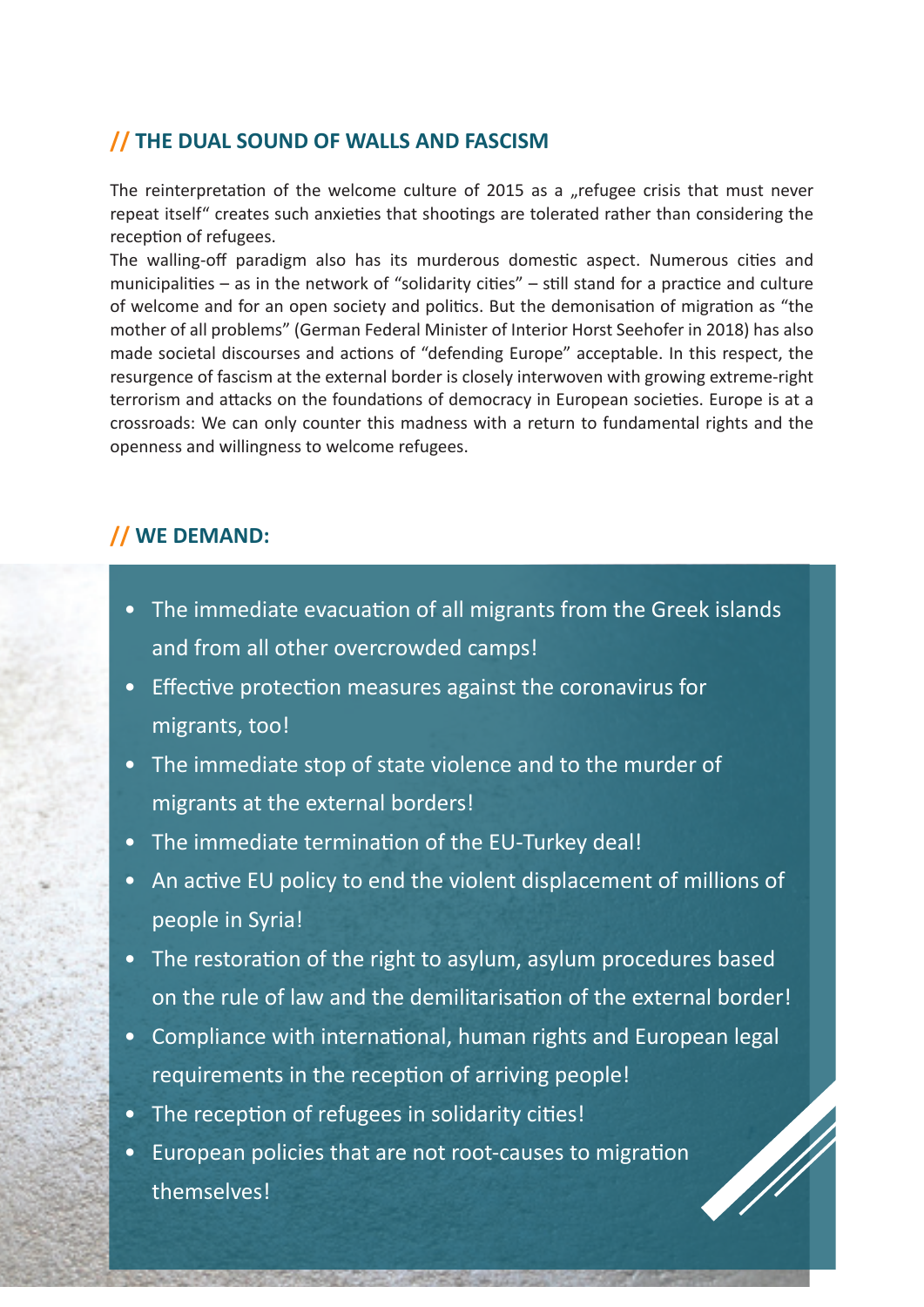## // THE DUAL SOUND OF WALLS AND FASCISM

The reinterpretation of the welcome culture of 2015 as a „refugee crisis that must never repeat itself" creates such anxieties that shootings are tolerated rather than considering the reception of refugees.

The walling-off paradigm also has its murderous domestic aspect. Numerous cities and municipalities – as in the network of "solidarity cities" – still stand for a practice and culture of welcome and for an open society and politics. But the demonisation of migration as "the mother of all problems" (German Federal Minister of Interior Horst Seehofer in 2018) has also made societal discourses and actions of "defending Europe" acceptable. In this respect, the resurgence of fascism at the external border is closely interwoven with growing extreme-right terrorism and attacks on the foundations of democracy in European societies. Europe is at a crossroads: We can only counter this madness with a return to fundamental rights and the openness and willingness to welcome refugees.

## // WE DEMAND:

- The immediate evacuation of all migrants from the Greek islands and from all other overcrowded camps!
- Effective protection measures against the coronavirus for migrants, too!
- The immediate stop of state violence and to the murder of migrants at the external borders!
- The immediate termination of the EU-Turkey deal!
- An active EU policy to end the violent displacement of millions of people in Syria!
- The restoration of the right to asylum, asylum procedures based on the rule of law and the demilitarisation of the external border!
- Compliance with international, human rights and European legal requirements in the reception of arriving people!
- The reception of refugees in solidarity cities!
- European policies that are not root-causes to migration themselves!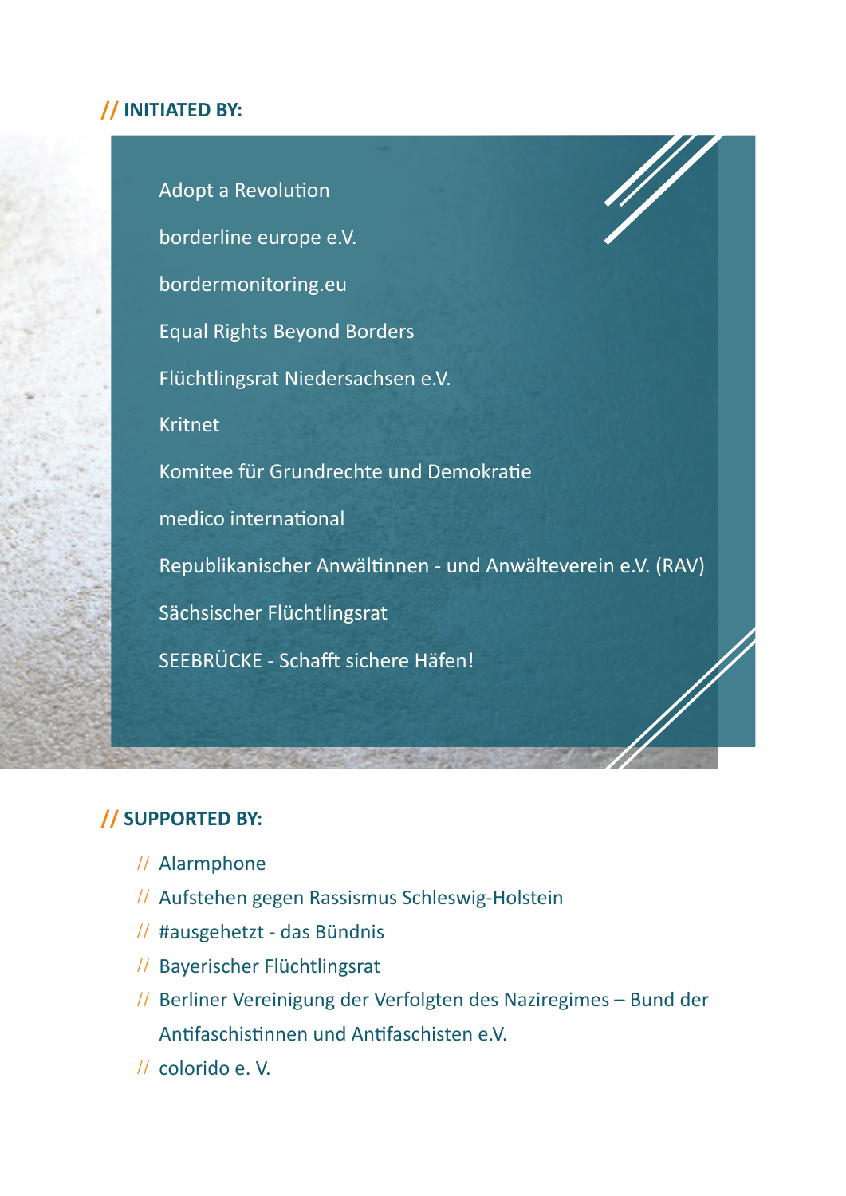## // INITIATED BY:

Adopt a Revolution

borderline europe e.V.

bordermonitoring.eu

Equal Rights Beyond Borders

Flüchtlingsrat Niedersachsen e.V.

Kritnet

Komitee für Grundrechte und Demokratie

medico international

Republikanischer Anwältinnen - und Anwälteverein e.V. (RAV)

Sächsischer Flüchtlingsrat

SEEBRÜCKE - Schafft sichere Häfen!

## // SUPPORTED BY:

- // Alarmphone
- // Aufstehen gegen Rassismus Schleswig-Holstein
- // #ausgehetzt - das Bündnis
- // Bayerischer Flüchtlingsrat
- // Berliner Vereinigung der Verfolgten des Naziregimes – Bund der Antifaschistinnen und Antifaschisten e.V.
- // colorido e. V.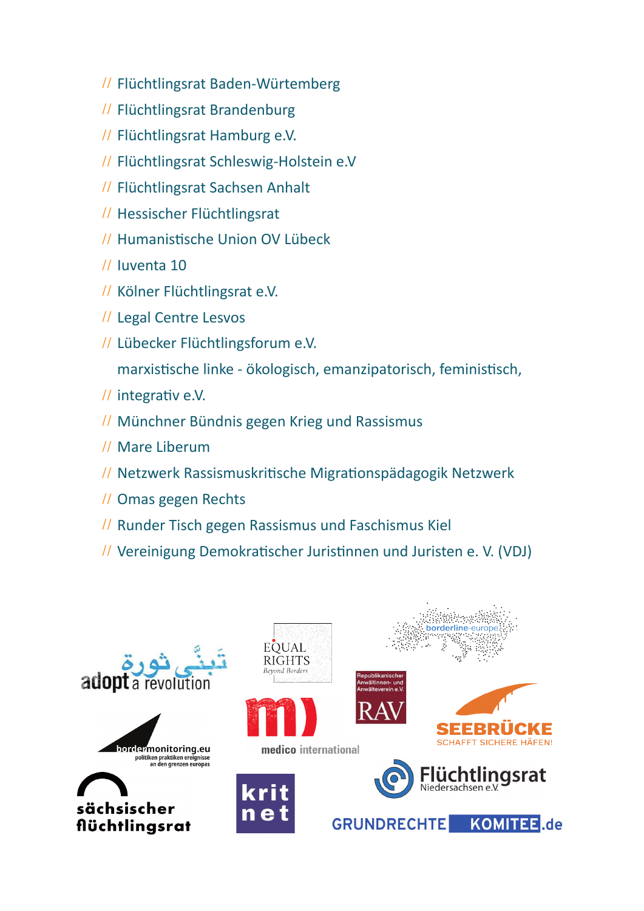// Flüchtlingsrat Baden-Würtemberg
// Flüchtlingsrat Brandenburg
// Flüchtlingsrat Hamburg e.V.
// Flüchtlingsrat Schleswig-Holstein e.V
// Flüchtlingsrat Sachsen Anhalt
// Hessischer Flüchtlingsrat
// Humanistische Union OV Lübeck
// Iuventa 10
// Kölner Flüchtlingsrat e.V.
// Legal Centre Lesvos
// Lübecker Flüchtlingsforum e.V.
marxistische linke - ökologisch, emanzipatorisch, feministisch,
// integrativ e.V.
// Münchner Bündnis gegen Krieg und Rassismus
// Mare Liberum
// Netzwerk Rassismuskritische Migrationspädagogik Netzwerk
// Omas gegen Rechts
// Runder Tisch gegen Rassismus und Faschismus Kiel
// Vereinigung Demokratischer Juristinnen und Juristen e. V. (VDJ)

تبنّي ثورة
adopt a revolution

EQUAL RIGHTS
Beyond Borders

borderline-europe

Republikanischer Anwältinnen- und Anwälteverein e.V.
RAV

SEEBRÜCKE
SCHAFFT SICHERE HÄFEN!

bordermonitoring.eu
politiken praktiken ereignisse an den grenzen europas

medico international

Flüchtlingsrat
Niedersachsen e.V.

sächsischer flüchtlingsrat

krit net

GRUNDRECHTE KOMITEE.de